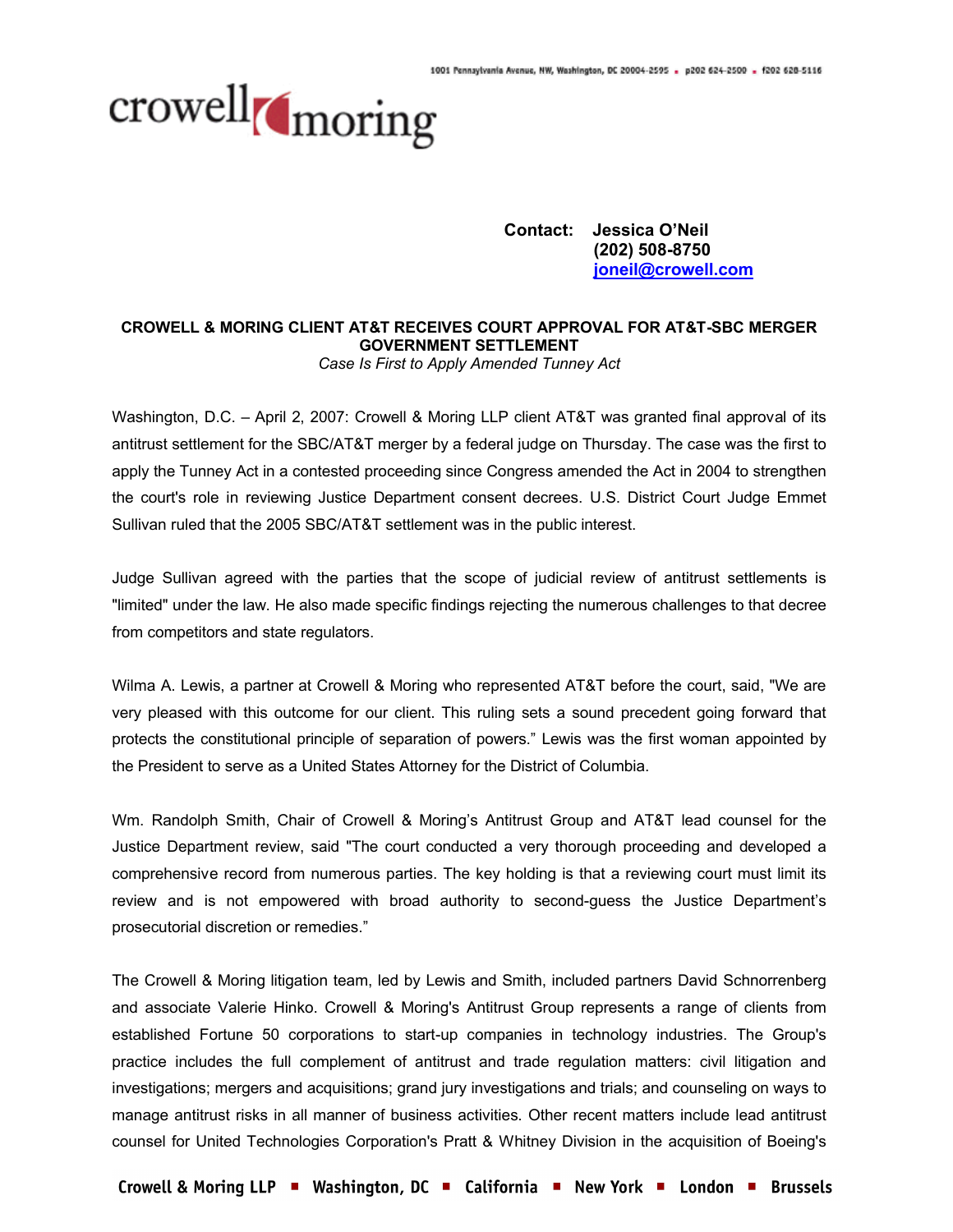1001 Pennsylvania Avenue, NW, Washington, DC 20004-2595 ▪ p202 624-2500 ▪ f202 628-5116

crowell moring

**Contact: Jessica O'Neil**
**(202) 508-8750**
**joneil@crowell.com**

**CROWELL & MORING CLIENT AT&T RECEIVES COURT APPROVAL FOR AT&T-SBC MERGER GOVERNMENT SETTLEMENT**

*Case Is First to Apply Amended Tunney Act*

Washington, D.C. – April 2, 2007: Crowell & Moring LLP client AT&T was granted final approval of its antitrust settlement for the SBC/AT&T merger by a federal judge on Thursday. The case was the first to apply the Tunney Act in a contested proceeding since Congress amended the Act in 2004 to strengthen the court's role in reviewing Justice Department consent decrees. U.S. District Court Judge Emmet Sullivan ruled that the 2005 SBC/AT&T settlement was in the public interest.

Judge Sullivan agreed with the parties that the scope of judicial review of antitrust settlements is "limited" under the law. He also made specific findings rejecting the numerous challenges to that decree from competitors and state regulators.

Wilma A. Lewis, a partner at Crowell & Moring who represented AT&T before the court, said, "We are very pleased with this outcome for our client. This ruling sets a sound precedent going forward that protects the constitutional principle of separation of powers." Lewis was the first woman appointed by the President to serve as a United States Attorney for the District of Columbia.

Wm. Randolph Smith, Chair of Crowell & Moring's Antitrust Group and AT&T lead counsel for the Justice Department review, said "The court conducted a very thorough proceeding and developed a comprehensive record from numerous parties. The key holding is that a reviewing court must limit its review and is not empowered with broad authority to second-guess the Justice Department's prosecutorial discretion or remedies."

The Crowell & Moring litigation team, led by Lewis and Smith, included partners David Schnorrenberg and associate Valerie Hinko. Crowell & Moring's Antitrust Group represents a range of clients from established Fortune 50 corporations to start-up companies in technology industries. The Group's practice includes the full complement of antitrust and trade regulation matters: civil litigation and investigations; mergers and acquisitions; grand jury investigations and trials; and counseling on ways to manage antitrust risks in all manner of business activities. Other recent matters include lead antitrust counsel for United Technologies Corporation's Pratt & Whitney Division in the acquisition of Boeing's

Crowell & Moring LLP ▪ Washington, DC ▪ California ▪ New York ▪ London ▪ Brussels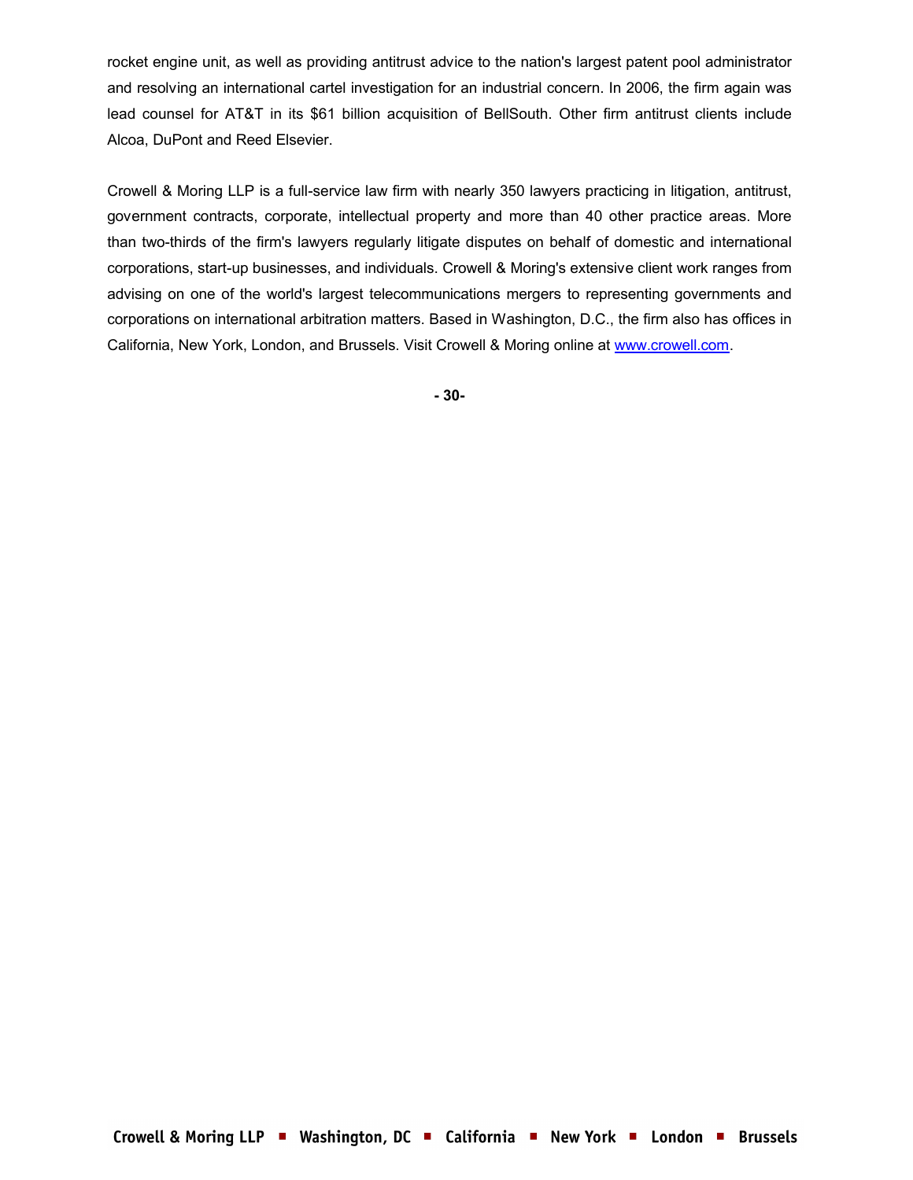rocket engine unit, as well as providing antitrust advice to the nation's largest patent pool administrator and resolving an international cartel investigation for an industrial concern. In 2006, the firm again was lead counsel for AT&T in its $61 billion acquisition of BellSouth. Other firm antitrust clients include Alcoa, DuPont and Reed Elsevier.

Crowell & Moring LLP is a full-service law firm with nearly 350 lawyers practicing in litigation, antitrust, government contracts, corporate, intellectual property and more than 40 other practice areas. More than two-thirds of the firm's lawyers regularly litigate disputes on behalf of domestic and international corporations, start-up businesses, and individuals. Crowell & Moring's extensive client work ranges from advising on one of the world's largest telecommunications mergers to representing governments and corporations on international arbitration matters. Based in Washington, D.C., the firm also has offices in California, New York, London, and Brussels. Visit Crowell & Moring online at [www.crowell.com](http://www.crowell.com).

**- 30-**